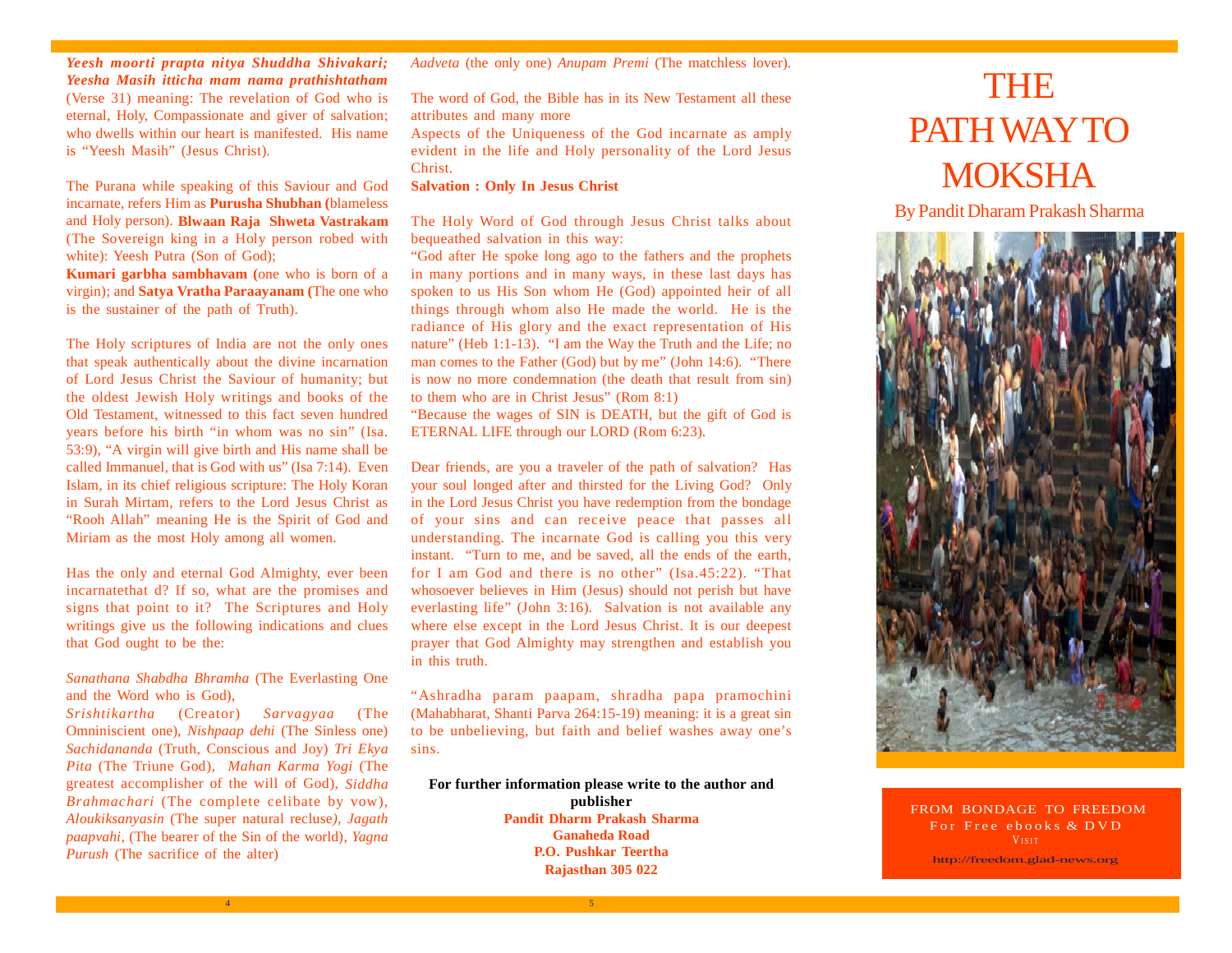***Yeesh moorti prapta nitya Shuddha Shivakari; Yeesha Masih itticha mam nama prathishtatham*** (Verse 31) meaning: The revelation of God who is eternal, Holy, Compassionate and giver of salvation; who dwells within our heart is manifested. His name is "Yeesh Masih" (Jesus Christ).

The Purana while speaking of this Saviour and God incarnate, refers Him as **Purusha Shubhan (**blameless and Holy person). **Blwaan Raja Shweta Vastrakam** (The Sovereign king in a Holy person robed with white): Yeesh Putra (Son of God);

**Kumari garbha sambhavam (**one who is born of a virgin); and **Satya Vratha Paraayanam (**The one who is the sustainer of the path of Truth).

The Holy scriptures of India are not the only ones that speak authentically about the divine incarnation of Lord Jesus Christ the Saviour of humanity; but the oldest Jewish Holy writings and books of the Old Testament, witnessed to this fact seven hundred years before his birth "in whom was no sin" (Isa. 53:9), "A virgin will give birth and His name shall be called Immanuel, that is God with us" (Isa 7:14). Even Islam, in its chief religious scripture: The Holy Koran in Surah Mirtam, refers to the Lord Jesus Christ as "Rooh Allah" meaning He is the Spirit of God and Miriam as the most Holy among all women.

Has the only and eternal God Almighty, ever been incarnatethat d? If so, what are the promises and signs that point to it? The Scriptures and Holy writings give us the following indications and clues that God ought to be the:

*Sanathana Shabdha Bhramha* (The Everlasting One and the Word who is God),
*Srishtikartha* (Creator) *Sarvagyaa* (The Omniniscient one), *Nishpaap dehi* (The Sinless one) *Sachidananda* (Truth, Conscious and Joy) *Tri Ekya Pita* (The Triune God), *Mahan Karma Yogi* (The greatest accomplisher of the will of God), *Siddha Brahmachari* (The complete celibate by vow), *Aloukiksanyasin* (The super natural recluse), *Jagath paapvahi*, (The bearer of the Sin of the world), *Yagna Purush* (The sacrifice of the alter) *Aadveta* (the only one) *Anupam Premi* (The matchless lover).

The word of God, the Bible has in its New Testament all these attributes and many more

Aspects of the Uniqueness of the God incarnate as amply evident in the life and Holy personality of the Lord Jesus Christ.

**Salvation : Only In Jesus Christ**

The Holy Word of God through Jesus Christ talks about bequeathed salvation in this way:

"God after He spoke long ago to the fathers and the prophets in many portions and in many ways, in these last days has spoken to us His Son whom He (God) appointed heir of all things through whom also He made the world. He is the radiance of His glory and the exact representation of His nature" (Heb 1:1-13). "I am the Way the Truth and the Life; no man comes to the Father (God) but by me" (John 14:6). "There is now no more condemnation (the death that result from sin) to them who are in Christ Jesus" (Rom 8:1)

"Because the wages of SIN is DEATH, but the gift of God is ETERNAL LIFE through our LORD (Rom 6:23).

Dear friends, are you a traveler of the path of salvation? Has your soul longed after and thirsted for the Living God? Only in the Lord Jesus Christ you have redemption from the bondage of your sins and can receive peace that passes all understanding. The incarnate God is calling you this very instant. "Turn to me, and be saved, all the ends of the earth, for I am God and there is no other" (Isa.45:22). "That whosoever believes in Him (Jesus) should not perish but have everlasting life" (John 3:16). Salvation is not available any where else except in the Lord Jesus Christ. It is our deepest prayer that God Almighty may strengthen and establish you in this truth.

"Ashradha param paapam, shradha papa pramochini (Mahabharat, Shanti Parva 264:15-19) meaning: it is a great sin to be unbelieving, but faith and belief washes away one's sins.

**For further information please write to the author and publisher**
**Pandit Dharm Prakash Sharma**
**Ganaheda Road**
**P.O. Pushkar Teertha**
**Rajasthan 305 022**

# THE PATH WAY TO MOKSHA

By Pandit Dharam Prakash Sharma

FROM BONDAGE TO FREEDOM
For Free ebooks & DVD
VISIT
http://freedom.glad-news.org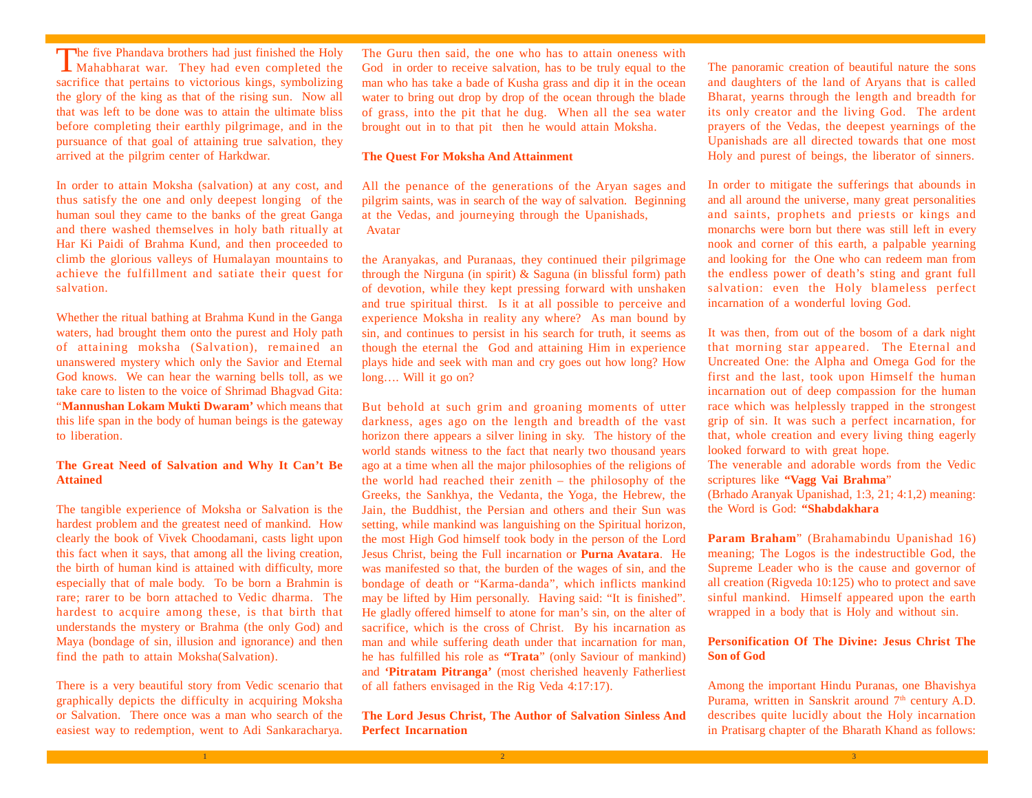The five Phandava brothers had just finished the Holy Mahabharat war. They had even completed the sacrifice that pertains to victorious kings, symbolizing the glory of the king as that of the rising sun. Now all that was left to be done was to attain the ultimate bliss before completing their earthly pilgrimage, and in the pursuance of that goal of attaining true salvation, they arrived at the pilgrim center of Harkdwar.

In order to attain Moksha (salvation) at any cost, and thus satisfy the one and only deepest longing of the human soul they came to the banks of the great Ganga and there washed themselves in holy bath ritually at Har Ki Paidi of Brahma Kund, and then proceeded to climb the glorious valleys of Humalayan mountains to achieve the fulfillment and satiate their quest for salvation.

Whether the ritual bathing at Brahma Kund in the Ganga waters, had brought them onto the purest and Holy path of attaining moksha (Salvation), remained an unanswered mystery which only the Savior and Eternal God knows. We can hear the warning bells toll, as we take care to listen to the voice of Shrimad Bhagvad Gita: "**Mannushan Lokam Mukti Dwaram'** which means that this life span in the body of human beings is the gateway to liberation.

## The Great Need of Salvation and Why It Can't Be Attained

The tangible experience of Moksha or Salvation is the hardest problem and the greatest need of mankind. How clearly the book of Vivek Choodamani, casts light upon this fact when it says, that among all the living creation, the birth of human kind is attained with difficulty, more especially that of male body. To be born a Brahmin is rare; rarer to be born attached to Vedic dharma. The hardest to acquire among these, is that birth that understands the mystery or Brahma (the only God) and Maya (bondage of sin, illusion and ignorance) and then find the path to attain Moksha(Salvation).

There is a very beautiful story from Vedic scenario that graphically depicts the difficulty in acquiring Moksha or Salvation. There once was a man who search of the easiest way to redemption, went to Adi Sankaracharya. The Guru then said, the one who has to attain oneness with God in order to receive salvation, has to be truly equal to the man who has take a bade of Kusha grass and dip it in the ocean water to bring out drop by drop of the ocean through the blade of grass, into the pit that he dug. When all the sea water brought out in to that pit then he would attain Moksha.

## The Quest For Moksha And Attainment

All the penance of the generations of the Aryan sages and pilgrim saints, was in search of the way of salvation. Beginning at the Vedas, and journeying through the Upanishads, Avatar

the Aranyakas, and Puranaas, they continued their pilgrimage through the Nirguna (in spirit) & Saguna (in blissful form) path of devotion, while they kept pressing forward with unshaken and true spiritual thirst. Is it at all possible to perceive and experience Moksha in reality any where? As man bound by sin, and continues to persist in his search for truth, it seems as though the eternal the God and attaining Him in experience plays hide and seek with man and cry goes out how long? How long…. Will it go on?

But behold at such grim and groaning moments of utter darkness, ages ago on the length and breadth of the vast horizon there appears a silver lining in sky. The history of the world stands witness to the fact that nearly two thousand years ago at a time when all the major philosophies of the religions of the world had reached their zenith – the philosophy of the Greeks, the Sankhya, the Vedanta, the Yoga, the Hebrew, the Jain, the Buddhist, the Persian and others and their Sun was setting, while mankind was languishing on the Spiritual horizon, the most High God himself took body in the person of the Lord Jesus Christ, being the Full incarnation or **Purna Avatara**. He was manifested so that, the burden of the wages of sin, and the bondage of death or "Karma-danda", which inflicts mankind may be lifted by Him personally. Having said: "It is finished". He gladly offered himself to atone for man's sin, on the alter of sacrifice, which is the cross of Christ. By his incarnation as man and while suffering death under that incarnation for man, he has fulfilled his role as **"Trata**" (only Saviour of mankind) and **'Pitratam Pitranga'** (most cherished heavenly Fatherliest of all fathers envisaged in the Rig Veda 4:17:17).

## The Lord Jesus Christ, The Author of Salvation Sinless And Perfect Incarnation

The panoramic creation of beautiful nature the sons and daughters of the land of Aryans that is called Bharat, yearns through the length and breadth for its only creator and the living God. The ardent prayers of the Vedas, the deepest yearnings of the Upanishads are all directed towards that one most Holy and purest of beings, the liberator of sinners.

In order to mitigate the sufferings that abounds in and all around the universe, many great personalities and saints, prophets and priests or kings and monarchs were born but there was still left in every nook and corner of this earth, a palpable yearning and looking for the One who can redeem man from the endless power of death's sting and grant full salvation: even the Holy blameless perfect incarnation of a wonderful loving God.

It was then, from out of the bosom of a dark night that morning star appeared. The Eternal and Uncreated One: the Alpha and Omega God for the first and the last, took upon Himself the human incarnation out of deep compassion for the human race which was helplessly trapped in the strongest grip of sin. It was such a perfect incarnation, for that, whole creation and every living thing eagerly looked forward to with great hope.
The venerable and adorable words from the Vedic scriptures like **"Vagg Vai Brahma**" (Brhado Aranyak Upanishad, 1:3, 21; 4:1,2) meaning: the Word is God: **"Shabdakhara**

**Param Braham**" (Brahamabindu Upanishad 16) meaning; The Logos is the indestructible God, the Supreme Leader who is the cause and governor of all creation (Rigveda 10:125) who to protect and save sinful mankind. Himself appeared upon the earth wrapped in a body that is Holy and without sin.

## Personification Of The Divine: Jesus Christ The Son of God

Among the important Hindu Puranas, one Bhavishya Purama, written in Sanskrit around 7th century A.D. describes quite lucidly about the Holy incarnation in Pratisarg chapter of the Bharath Khand as follows: